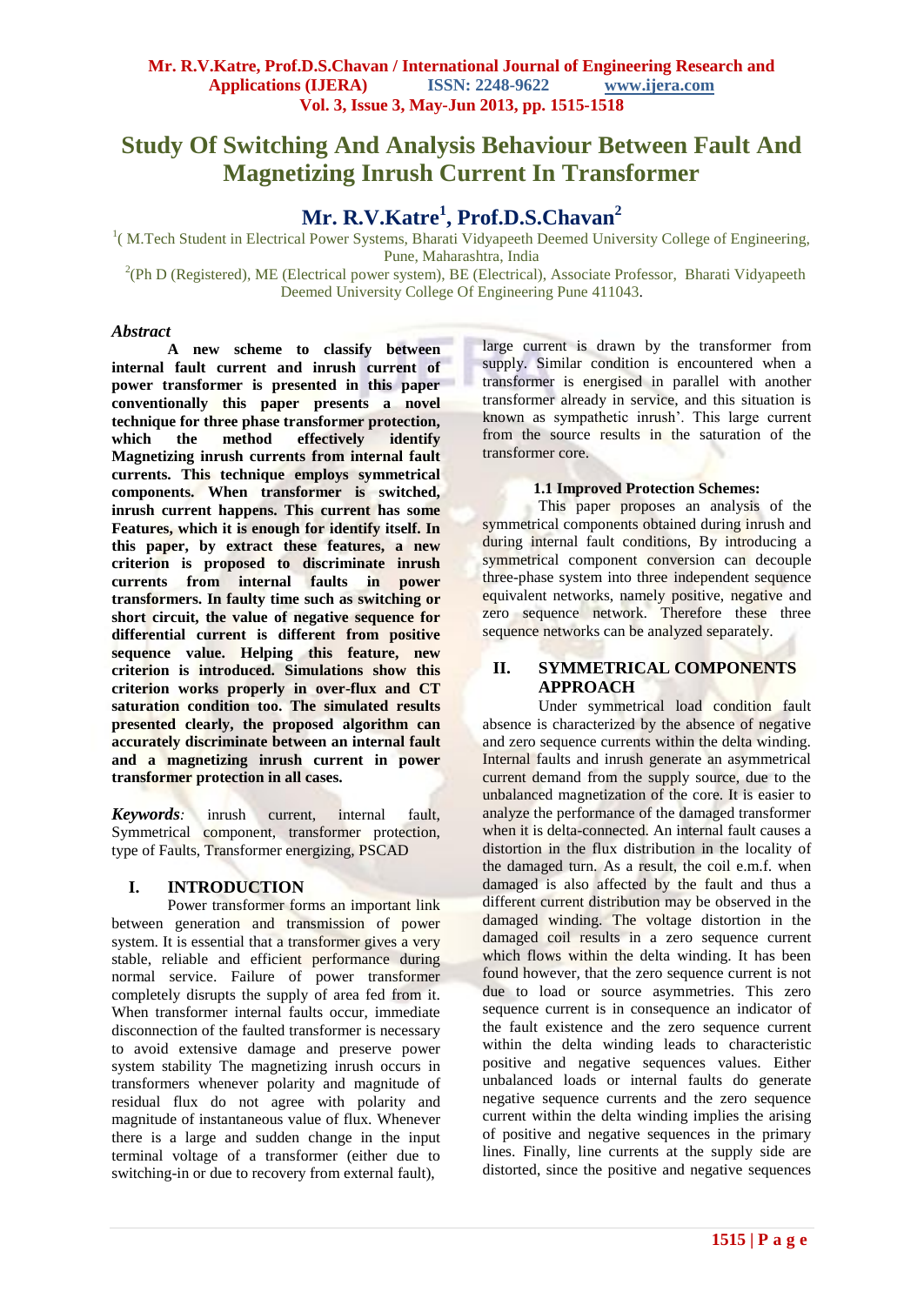# Study Of Switching And Analysis Behaviour Between Fault And Magnetizing Inrush Current In Transformer

## Mr. R.V.Katre[1], Prof.D.S.Chavan[2]

[1]( M.Tech Student in Electrical Power Systems, Bharati Vidyapeeth Deemed University College of Engineering, Pune, Maharashtra, India

[2](Ph D (Registered), ME (Electrical power system), BE (Electrical), Associate Professor, Bharati Vidyapeeth Deemed University College Of Engineering Pune 411043.

***Abstract***

**A new scheme to classify between internal fault current and inrush current of power transformer is presented in this paper conventionally this paper presents a novel technique for three phase transformer protection, which the method effectively identify Magnetizing inrush currents from internal fault currents. This technique employs symmetrical components. When transformer is switched, inrush current happens. This current has some Features, which it is enough for identify itself. In this paper, by extract these features, a new criterion is proposed to discriminate inrush currents from internal faults in power transformers. In faulty time such as switching or short circuit, the value of negative sequence for differential current is different from positive sequence value. Helping this feature, new criterion is introduced. Simulations show this criterion works properly in over-flux and CT saturation condition too. The simulated results presented clearly, the proposed algorithm can accurately discriminate between an internal fault and a magnetizing inrush current in power transformer protection in all cases.**

***Keywords****:* inrush current, internal fault, Symmetrical component, transformer protection, type of Faults, Transformer energizing, PSCAD

## I. INTRODUCTION

Power transformer forms an important link between generation and transmission of power system. It is essential that a transformer gives a very stable, reliable and efficient performance during normal service. Failure of power transformer completely disrupts the supply of area fed from it. When transformer internal faults occur, immediate disconnection of the faulted transformer is necessary to avoid extensive damage and preserve power system stability The magnetizing inrush occurs in transformers whenever polarity and magnitude of residual flux do not agree with polarity and magnitude of instantaneous value of flux. Whenever there is a large and sudden change in the input terminal voltage of a transformer (either due to switching-in or due to recovery from external fault), large current is drawn by the transformer from supply. Similar condition is encountered when a transformer is energised in parallel with another transformer already in service, and this situation is known as sympathetic inrush'. This large current from the source results in the saturation of the transformer core.

### 1.1 Improved Protection Schemes:

This paper proposes an analysis of the symmetrical components obtained during inrush and during internal fault conditions, By introducing a symmetrical component conversion can decouple three-phase system into three independent sequence equivalent networks, namely positive, negative and zero sequence network. Therefore these three sequence networks can be analyzed separately.

## II. SYMMETRICAL COMPONENTS APPROACH

Under symmetrical load condition fault absence is characterized by the absence of negative and zero sequence currents within the delta winding. Internal faults and inrush generate an asymmetrical current demand from the supply source, due to the unbalanced magnetization of the core. It is easier to analyze the performance of the damaged transformer when it is delta-connected. An internal fault causes a distortion in the flux distribution in the locality of the damaged turn. As a result, the coil e.m.f. when damaged is also affected by the fault and thus a different current distribution may be observed in the damaged winding. The voltage distortion in the damaged coil results in a zero sequence current which flows within the delta winding. It has been found however, that the zero sequence current is not due to load or source asymmetries. This zero sequence current is in consequence an indicator of the fault existence and the zero sequence current within the delta winding leads to characteristic positive and negative sequences values. Either unbalanced loads or internal faults do generate negative sequence currents and the zero sequence current within the delta winding implies the arising of positive and negative sequences in the primary lines. Finally, line currents at the supply side are distorted, since the positive and negative sequences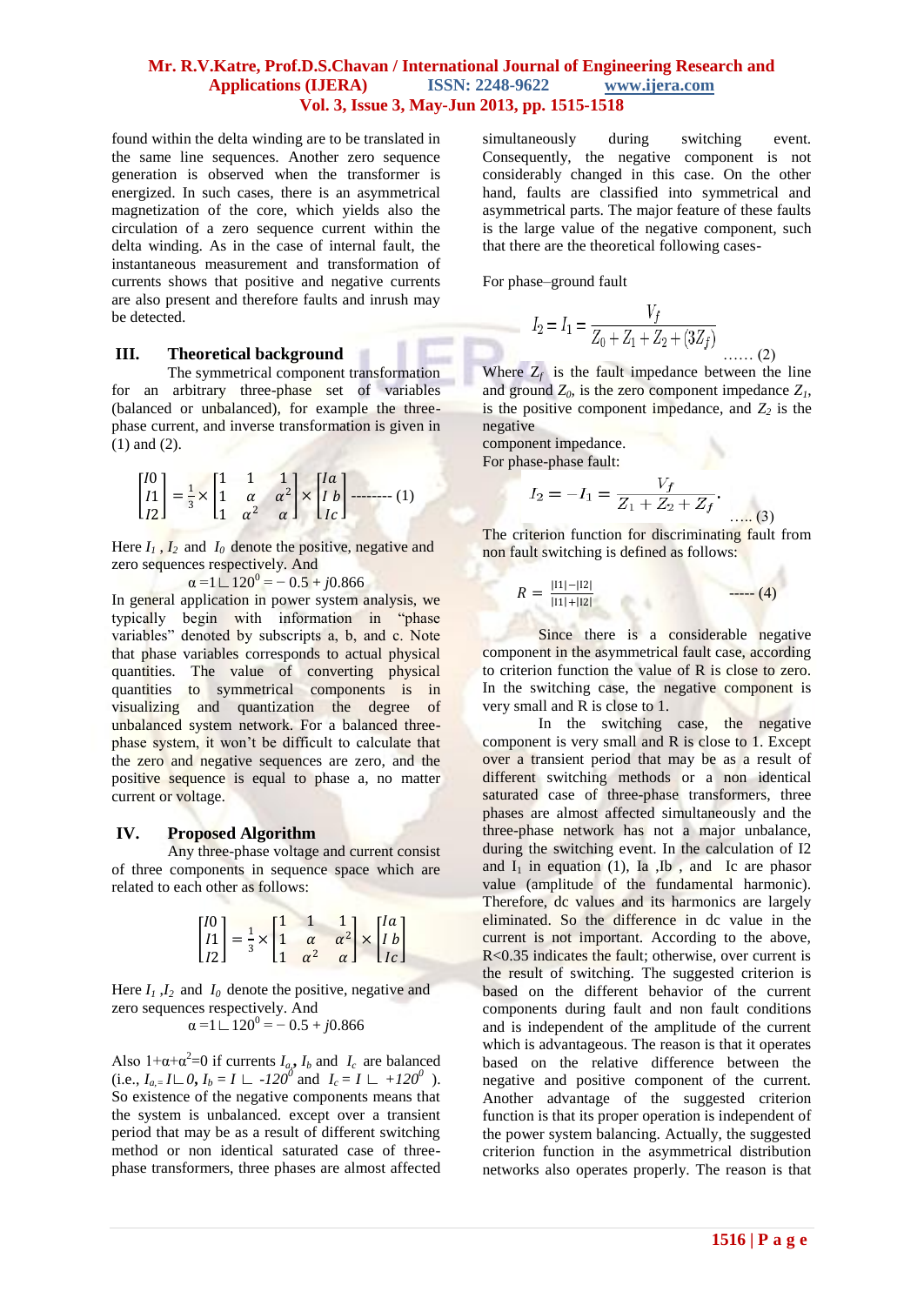found within the delta winding are to be translated in the same line sequences. Another zero sequence generation is observed when the transformer is energized. In such cases, there is an asymmetrical magnetization of the core, which yields also the circulation of a zero sequence current within the delta winding. As in the case of internal fault, the instantaneous measurement and transformation of currents shows that positive and negative currents are also present and therefore faults and inrush may be detected.

## III. Theoretical background

The symmetrical component transformation for an arbitrary three-phase set of variables (balanced or unbalanced), for example the three-phase current, and inverse transformation is given in (1) and (2).

$$\begin{bmatrix} I0 \\ I1 \\ I2 \end{bmatrix} = \frac{1}{3} \times \begin{bmatrix} 1 & 1 & 1 \\ 1 & \alpha & \alpha^2 \\ 1 & \alpha^2 & \alpha \end{bmatrix} \times \begin{bmatrix} Ia \\ I\,b \\ Ic \end{bmatrix} \text{-------- (1)}$$

Here $I_1$ , $I_2$ and $I_0$ denote the positive, negative and zero sequences respectively. And

$\alpha = 1\angle 120^0 = -0.5 + j0.866$

In general application in power system analysis, we typically begin with information in "phase variables" denoted by subscripts a, b, and c. Note that phase variables corresponds to actual physical quantities. The value of converting physical quantities to symmetrical components is in visualizing and quantization the degree of unbalanced system network. For a balanced three-phase system, it won't be difficult to calculate that the zero and negative sequences are zero, and the positive sequence is equal to phase a, no matter current or voltage.

## IV. Proposed Algorithm

Any three-phase voltage and current consist of three components in sequence space which are related to each other as follows:

$$\begin{bmatrix} I0 \\ I1 \\ I2 \end{bmatrix} = \frac{1}{3} \times \begin{bmatrix} 1 & 1 & 1 \\ 1 & \alpha & \alpha^2 \\ 1 & \alpha^2 & \alpha \end{bmatrix} \times \begin{bmatrix} Ia \\ I\,b \\ Ic \end{bmatrix}$$

Here $I_1$ ,$I_2$ and $I_0$ denote the positive, negative and zero sequences respectively. And

$\alpha = 1\angle 120^0 = -0.5 + j0.866$

Also $1+\alpha+\alpha^2=0$ if currents $I_a$, $I_b$ and $I_c$ are balanced (i.e., $I_a = I\angle 0$, $I_b = I\angle -120^0$ and $I_c = I\angle +120^0$ ). So existence of the negative components means that the system is unbalanced. except over a transient period that may be as a result of different switching method or non identical saturated case of three-phase transformers, three phases are almost affected simultaneously during switching event. Consequently, the negative component is not considerably changed in this case. On the other hand, faults are classified into symmetrical and asymmetrical parts. The major feature of these faults is the large value of the negative component, such that there are the theoretical following cases-

For phase–ground fault

$$I_2 = I_1 = \frac{V_f}{Z_0 + Z_1 + Z_2 + (3Z_f)} \quad \text{...... (2)}$$

Where $Z_f$ is the fault impedance between the line and ground $Z_0$, is the zero component impedance $Z_1$, is the positive component impedance, and $Z_2$ is the negative
component impedance.

For phase-phase fault:

$$I_2 = -I_1 = \frac{V_f}{Z_1 + Z_2 + Z_f}. \quad \text{..... (3)}$$

The criterion function for discriminating fault from non fault switching is defined as follows:

$$R = \frac{|I1| - |I2|}{|I1| + |I2|} \quad \text{----- (4)}$$

Since there is a considerable negative component in the asymmetrical fault case, according to criterion function the value of R is close to zero. In the switching case, the negative component is very small and R is close to 1.

In the switching case, the negative component is very small and R is close to 1. Except over a transient period that may be as a result of different switching methods or a non identical saturated case of three-phase transformers, three phases are almost affected simultaneously and the three-phase network has not a major unbalance, during the switching event. In the calculation of I2 and $I_1$ in equation (1), Ia ,Ib , and Ic are phasor value (amplitude of the fundamental harmonic). Therefore, dc values and its harmonics are largely eliminated. So the difference in dc value in the current is not important. According to the above, R<0.35 indicates the fault; otherwise, over current is the result of switching. The suggested criterion is based on the different behavior of the current components during fault and non fault conditions and is independent of the amplitude of the current which is advantageous. The reason is that it operates based on the relative difference between the negative and positive component of the current. Another advantage of the suggested criterion function is that its proper operation is independent of the power system balancing. Actually, the suggested criterion function in the asymmetrical distribution networks also operates properly. The reason is that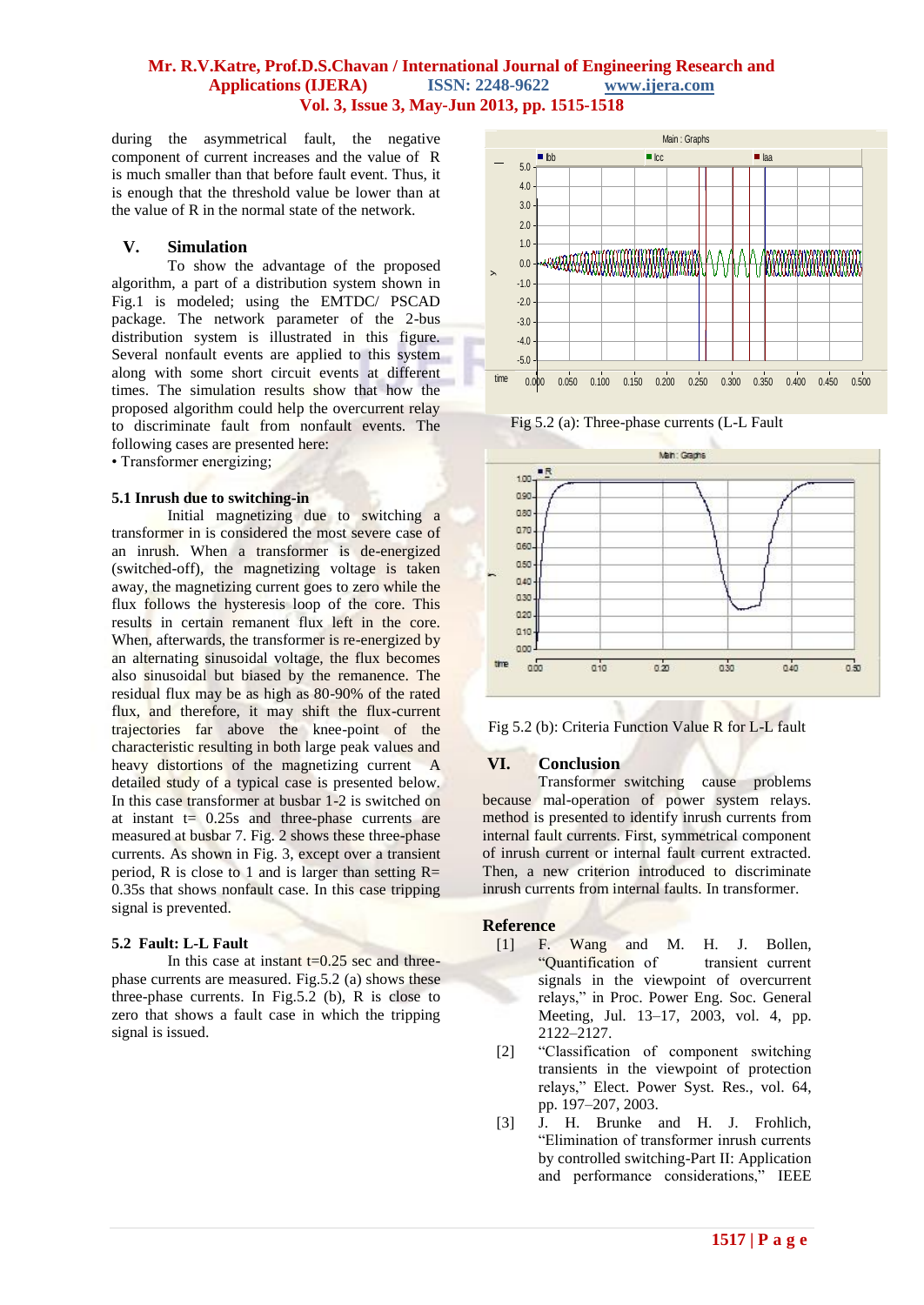during the asymmetrical fault, the negative component of current increases and the value of R is much smaller than that before fault event. Thus, it is enough that the threshold value be lower than at the value of R in the normal state of the network.

## V. Simulation

To show the advantage of the proposed algorithm, a part of a distribution system shown in Fig.1 is modeled; using the EMTDC/ PSCAD package. The network parameter of the 2-bus distribution system is illustrated in this figure. Several nonfault events are applied to this system along with some short circuit events at different times. The simulation results show that how the proposed algorithm could help the overcurrent relay to discriminate fault from nonfault events. The following cases are presented here:

- Transformer energizing;

### 5.1 Inrush due to switching-in

Initial magnetizing due to switching a transformer in is considered the most severe case of an inrush. When a transformer is de-energized (switched-off), the magnetizing voltage is taken away, the magnetizing current goes to zero while the flux follows the hysteresis loop of the core. This results in certain remanent flux left in the core. When, afterwards, the transformer is re-energized by an alternating sinusoidal voltage, the flux becomes also sinusoidal but biased by the remanence. The residual flux may be as high as 80-90% of the rated flux, and therefore, it may shift the flux-current trajectories far above the knee-point of the characteristic resulting in both large peak values and heavy distortions of the magnetizing current A detailed study of a typical case is presented below. In this case transformer at busbar 1-2 is switched on at instant t= 0.25s and three-phase currents are measured at busbar 7. Fig. 2 shows these three-phase currents. As shown in Fig. 3, except over a transient period, R is close to 1 and is larger than setting R= 0.35s that shows nonfault case. In this case tripping signal is prevented.

### 5.2 Fault: L-L Fault

In this case at instant t=0.25 sec and three-phase currents are measured. Fig.5.2 (a) shows these three-phase currents. In Fig.5.2 (b), R is close to zero that shows a fault case in which the tripping signal is issued.

Fig 5.2 (a): Three-phase currents (L-L Fault

Fig 5.2 (b): Criteria Function Value R for L-L fault

## VI. Conclusion

Transformer switching cause problems because mal-operation of power system relays. method is presented to identify inrush currents from internal fault currents. First, symmetrical component of inrush current or internal fault current extracted. Then, a new criterion introduced to discriminate inrush currents from internal faults. In transformer.

## Reference

[1] F. Wang and M. H. J. Bollen, "Quantification of transient current signals in the viewpoint of overcurrent relays," in Proc. Power Eng. Soc. General Meeting, Jul. 13–17, 2003, vol. 4, pp. 2122–2127.

[2] "Classification of component switching transients in the viewpoint of protection relays," Elect. Power Syst. Res., vol. 64, pp. 197–207, 2003.

[3] J. H. Brunke and H. J. Frohlich, "Elimination of transformer inrush currents by controlled switching-Part II: Application and performance considerations," IEEE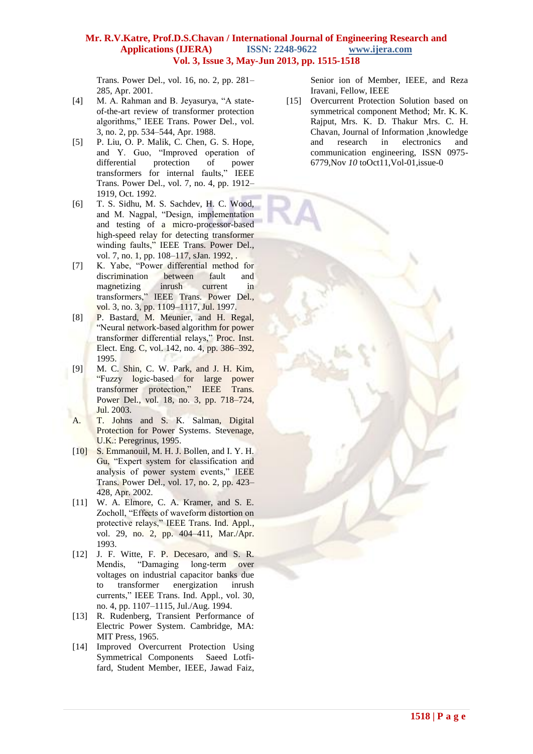Trans. Power Del., vol. 16, no. 2, pp. 281–285, Apr. 2001.

[4] M. A. Rahman and B. Jeyasurya, "A state-of-the-art review of transformer protection algorithms," IEEE Trans. Power Del., vol. 3, no. 2, pp. 534–544, Apr. 1988.

[5] P. Liu, O. P. Malik, C. Chen, G. S. Hope, and Y. Guo, "Improved operation of differential protection of power transformers for internal faults," IEEE Trans. Power Del., vol. 7, no. 4, pp. 1912–1919, Oct. 1992.

[6] T. S. Sidhu, M. S. Sachdev, H. C. Wood, and M. Nagpal, "Design, implementation and testing of a micro-processor-based high-speed relay for detecting transformer winding faults," IEEE Trans. Power Del., vol. 7, no. 1, pp. 108–117, sJan. 1992, .

[7] K. Yabe, "Power differential method for discrimination between fault and magnetizing inrush current in transformers," IEEE Trans. Power Del., vol. 3, no. 3, pp. 1109–1117, Jul. 1997.

[8] P. Bastard, M. Meunier, and H. Regal, "Neural network-based algorithm for power transformer differential relays," Proc. Inst. Elect. Eng. C, vol. 142, no. 4, pp. 386–392, 1995.

[9] M. C. Shin, C. W. Park, and J. H. Kim, "Fuzzy logic-based for large power transformer protection," IEEE Trans. Power Del., vol. 18, no. 3, pp. 718–724, Jul. 2003.

A. T. Johns and S. K. Salman, Digital Protection for Power Systems. Stevenage, U.K.: Peregrinus, 1995.

[10] S. Emmanouil, M. H. J. Bollen, and I. Y. H. Gu, "Expert system for classification and analysis of power system events," IEEE Trans. Power Del., vol. 17, no. 2, pp. 423–428, Apr. 2002.

[11] W. A. Elmore, C. A. Kramer, and S. E. Zocholl, "Effects of waveform distortion on protective relays," IEEE Trans. Ind. Appl., vol. 29, no. 2, pp. 404–411, Mar./Apr. 1993.

[12] J. F. Witte, F. P. Decesaro, and S. R. Mendis, "Damaging long-term over voltages on industrial capacitor banks due to transformer energization inrush currents," IEEE Trans. Ind. Appl., vol. 30, no. 4, pp. 1107–1115, Jul./Aug. 1994.

[13] R. Rudenberg, Transient Performance of Electric Power System. Cambridge, MA: MIT Press, 1965.

[14] Improved Overcurrent Protection Using Symmetrical Components Saeed Lotfi-fard, Student Member, IEEE, Jawad Faiz, Senior ion of Member, IEEE, and Reza Iravani, Fellow, IEEE

[15] Overcurrent Protection Solution based on symmetrical component Method; Mr. K. K. Rajput, Mrs. K. D. Thakur Mrs. C. H. Chavan, Journal of Information ,knowledge and research in electronics and communication engineering, ISSN 0975-6779,Nov *10* toOct11,Vol-01,issue-0